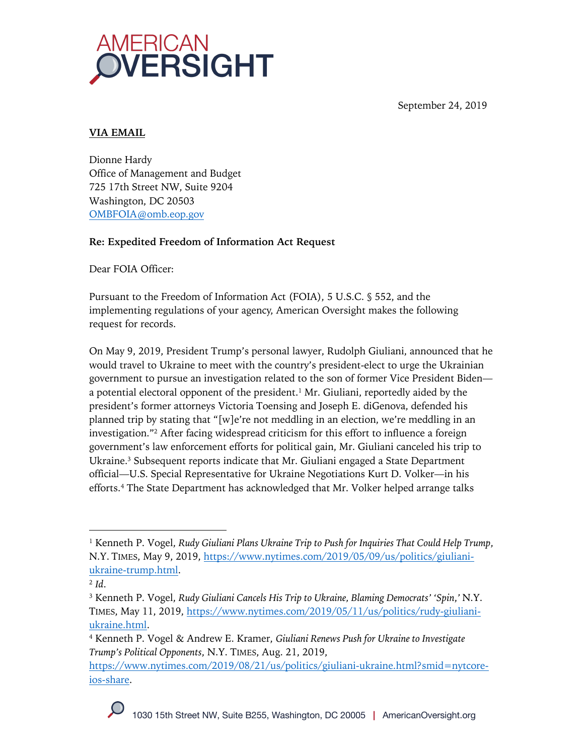September 24, 2019

**VIA EMAIL**

Dionne Hardy
Office of Management and Budget
725 17th Street NW, Suite 9204
Washington, DC 20503
OMBFOIA@omb.eop.gov

**Re: Expedited Freedom of Information Act Request**

Dear FOIA Officer:

Pursuant to the Freedom of Information Act (FOIA), 5 U.S.C. § 552, and the implementing regulations of your agency, American Oversight makes the following request for records.

On May 9, 2019, President Trump's personal lawyer, Rudolph Giuliani, announced that he would travel to Ukraine to meet with the country's president-elect to urge the Ukrainian government to pursue an investigation related to the son of former Vice President Biden—a potential electoral opponent of the president.[1] Mr. Giuliani, reportedly aided by the president's former attorneys Victoria Toensing and Joseph E. diGenova, defended his planned trip by stating that "[w]e're not meddling in an election, we're meddling in an investigation."[2] After facing widespread criticism for this effort to influence a foreign government's law enforcement efforts for political gain, Mr. Giuliani canceled his trip to Ukraine.[3] Subsequent reports indicate that Mr. Giuliani engaged a State Department official—U.S. Special Representative for Ukraine Negotiations Kurt D. Volker—in his efforts.[4] The State Department has acknowledged that Mr. Volker helped arrange talks

---

[1] Kenneth P. Vogel, *Rudy Giuliani Plans Ukraine Trip to Push for Inquiries That Could Help Trump*, N.Y. TIMES, May 9, 2019, https://www.nytimes.com/2019/05/09/us/politics/giuliani-ukraine-trump.html.

[2] *Id*.

[3] Kenneth P. Vogel, *Rudy Giuliani Cancels His Trip to Ukraine, Blaming Democrats' 'Spin,'* N.Y. TIMES, May 11, 2019, https://www.nytimes.com/2019/05/11/us/politics/rudy-giuliani-ukraine.html.

[4] Kenneth P. Vogel & Andrew E. Kramer, *Giuliani Renews Push for Ukraine to Investigate Trump's Political Opponents*, N.Y. TIMES, Aug. 21, 2019, https://www.nytimes.com/2019/08/21/us/politics/giuliani-ukraine.html?smid=nytcore-ios-share.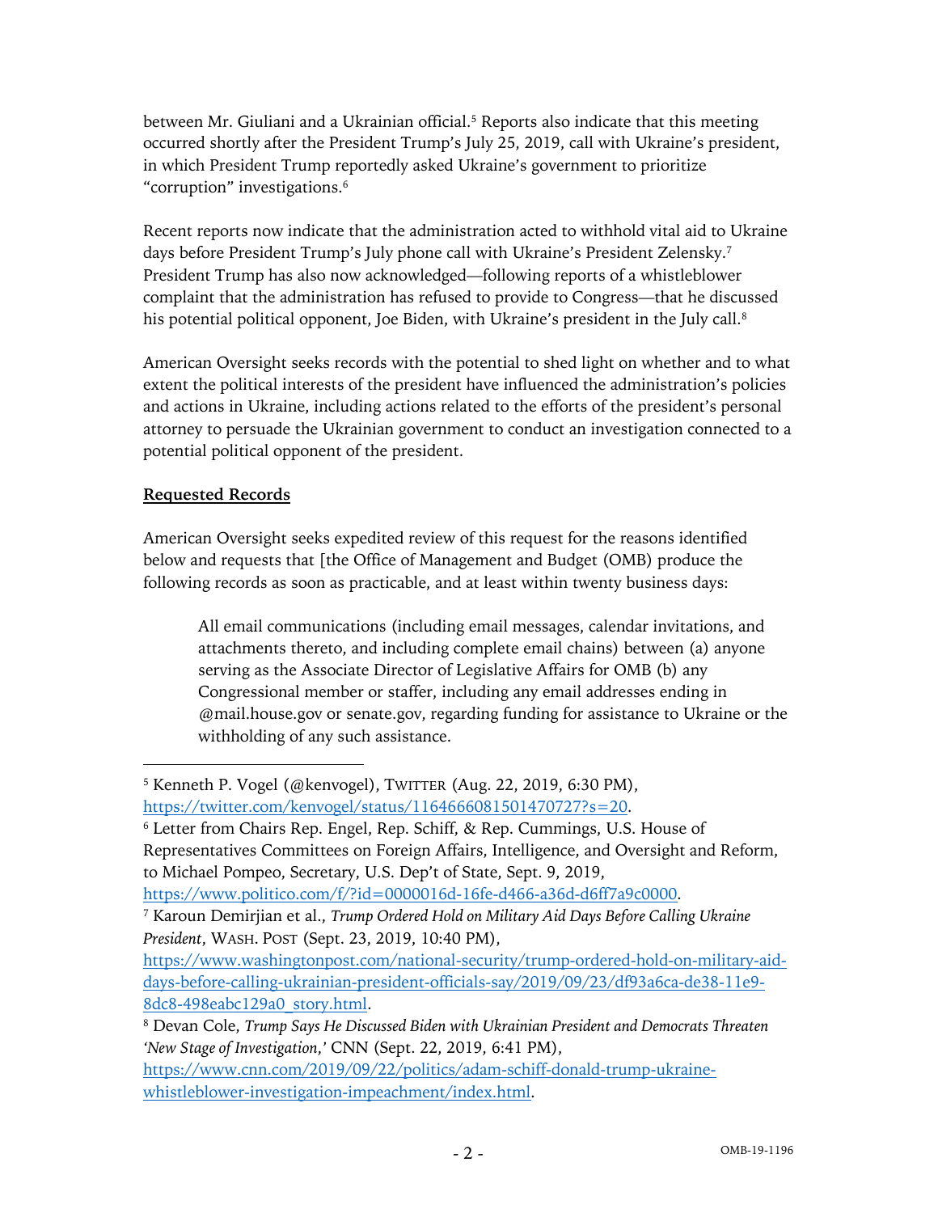between Mr. Giuliani and a Ukrainian official.[5] Reports also indicate that this meeting occurred shortly after the President Trump's July 25, 2019, call with Ukraine's president, in which President Trump reportedly asked Ukraine's government to prioritize "corruption" investigations.[6]

Recent reports now indicate that the administration acted to withhold vital aid to Ukraine days before President Trump's July phone call with Ukraine's President Zelensky.[7] President Trump has also now acknowledged—following reports of a whistleblower complaint that the administration has refused to provide to Congress—that he discussed his potential political opponent, Joe Biden, with Ukraine's president in the July call.[8]

American Oversight seeks records with the potential to shed light on whether and to what extent the political interests of the president have influenced the administration's policies and actions in Ukraine, including actions related to the efforts of the president's personal attorney to persuade the Ukrainian government to conduct an investigation connected to a potential political opponent of the president.

**Requested Records**

American Oversight seeks expedited review of this request for the reasons identified below and requests that [the Office of Management and Budget (OMB) produce the following records as soon as practicable, and at least within twenty business days:

> All email communications (including email messages, calendar invitations, and attachments thereto, and including complete email chains) between (a) anyone serving as the Associate Director of Legislative Affairs for OMB (b) any Congressional member or staffer, including any email addresses ending in @mail.house.gov or senate.gov, regarding funding for assistance to Ukraine or the withholding of any such assistance.

---

[5] Kenneth P. Vogel (@kenvogel), TWITTER (Aug. 22, 2019, 6:30 PM), https://twitter.com/kenvogel/status/1164666081501470727?s=20.

[6] Letter from Chairs Rep. Engel, Rep. Schiff, & Rep. Cummings, U.S. House of Representatives Committees on Foreign Affairs, Intelligence, and Oversight and Reform, to Michael Pompeo, Secretary, U.S. Dep't of State, Sept. 9, 2019, https://www.politico.com/f/?id=0000016d-16fe-d466-a36d-d6ff7a9c0000.

[7] Karoun Demirjian et al., *Trump Ordered Hold on Military Aid Days Before Calling Ukraine President*, WASH. POST (Sept. 23, 2019, 10:40 PM), https://www.washingtonpost.com/national-security/trump-ordered-hold-on-military-aid-days-before-calling-ukrainian-president-officials-say/2019/09/23/df93a6ca-de38-11e9-8dc8-498eabc129a0_story.html.

[8] Devan Cole, *Trump Says He Discussed Biden with Ukrainian President and Democrats Threaten 'New Stage of Investigation,'* CNN (Sept. 22, 2019, 6:41 PM), https://www.cnn.com/2019/09/22/politics/adam-schiff-donald-trump-ukraine-whistleblower-investigation-impeachment/index.html.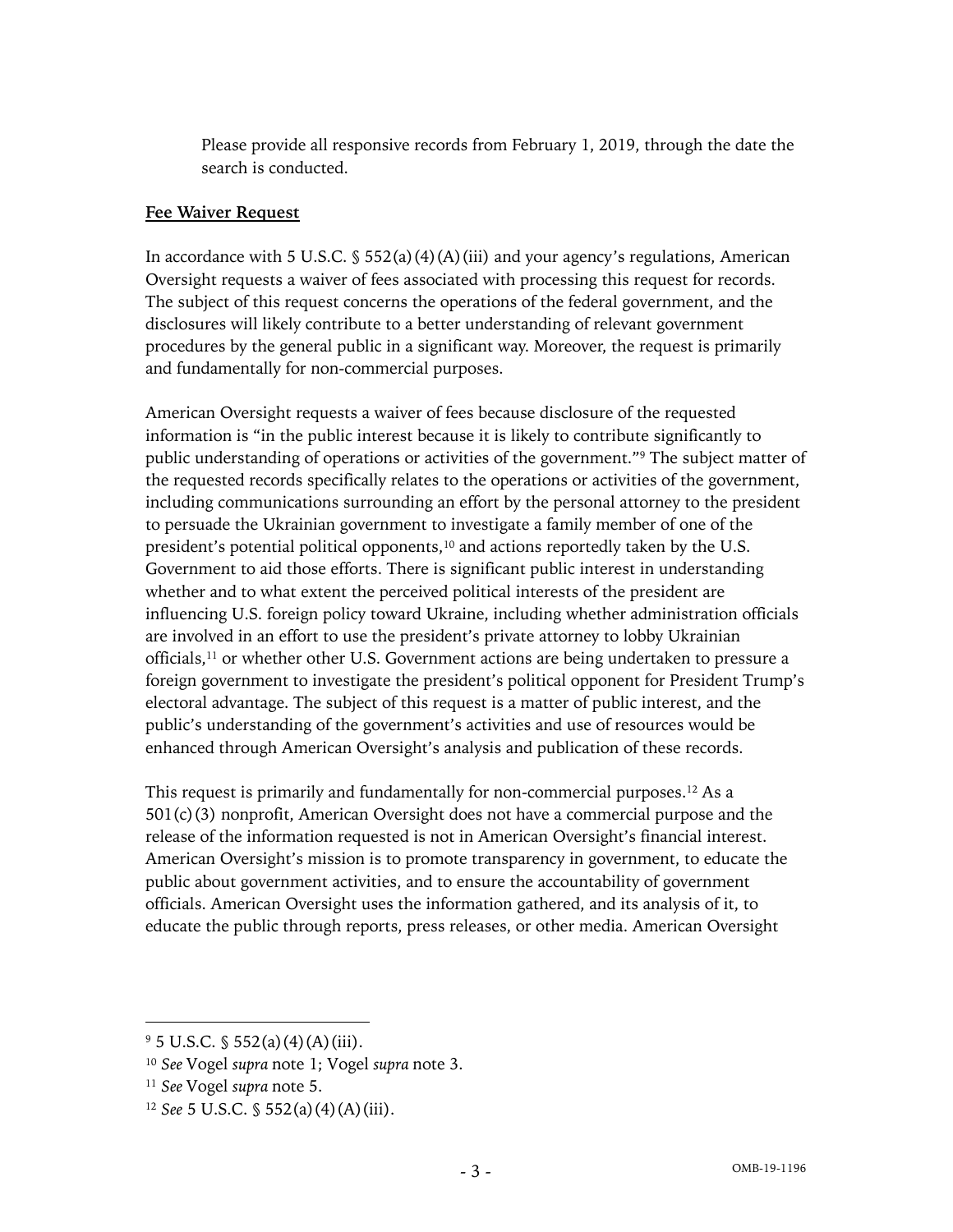Please provide all responsive records from February 1, 2019, through the date the search is conducted.

**Fee Waiver Request**

In accordance with 5 U.S.C. § 552(a)(4)(A)(iii) and your agency's regulations, American Oversight requests a waiver of fees associated with processing this request for records. The subject of this request concerns the operations of the federal government, and the disclosures will likely contribute to a better understanding of relevant government procedures by the general public in a significant way. Moreover, the request is primarily and fundamentally for non-commercial purposes.

American Oversight requests a waiver of fees because disclosure of the requested information is "in the public interest because it is likely to contribute significantly to public understanding of operations or activities of the government."[9] The subject matter of the requested records specifically relates to the operations or activities of the government, including communications surrounding an effort by the personal attorney to the president to persuade the Ukrainian government to investigate a family member of one of the president's potential political opponents,[10] and actions reportedly taken by the U.S. Government to aid those efforts. There is significant public interest in understanding whether and to what extent the perceived political interests of the president are influencing U.S. foreign policy toward Ukraine, including whether administration officials are involved in an effort to use the president's private attorney to lobby Ukrainian officials,[11] or whether other U.S. Government actions are being undertaken to pressure a foreign government to investigate the president's political opponent for President Trump's electoral advantage. The subject of this request is a matter of public interest, and the public's understanding of the government's activities and use of resources would be enhanced through American Oversight's analysis and publication of these records.

This request is primarily and fundamentally for non-commercial purposes.[12] As a 501(c)(3) nonprofit, American Oversight does not have a commercial purpose and the release of the information requested is not in American Oversight's financial interest. American Oversight's mission is to promote transparency in government, to educate the public about government activities, and to ensure the accountability of government officials. American Oversight uses the information gathered, and its analysis of it, to educate the public through reports, press releases, or other media. American Oversight

---

[9] 5 U.S.C. § 552(a)(4)(A)(iii).

[10] *See* Vogel *supra* note 1; Vogel *supra* note 3.

[11] *See* Vogel *supra* note 5.

[12] *See* 5 U.S.C. § 552(a)(4)(A)(iii).

OMB-19-1196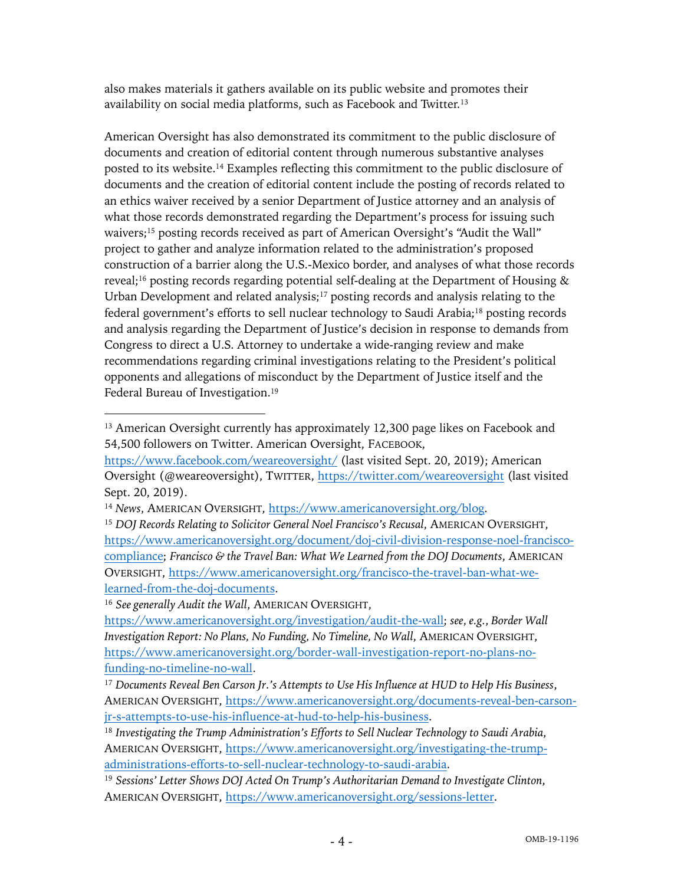also makes materials it gathers available on its public website and promotes their availability on social media platforms, such as Facebook and Twitter.[13]

American Oversight has also demonstrated its commitment to the public disclosure of documents and creation of editorial content through numerous substantive analyses posted to its website.[14] Examples reflecting this commitment to the public disclosure of documents and the creation of editorial content include the posting of records related to an ethics waiver received by a senior Department of Justice attorney and an analysis of what those records demonstrated regarding the Department's process for issuing such waivers;[15] posting records received as part of American Oversight's "Audit the Wall" project to gather and analyze information related to the administration's proposed construction of a barrier along the U.S.-Mexico border, and analyses of what those records reveal;[16] posting records regarding potential self-dealing at the Department of Housing & Urban Development and related analysis;[17] posting records and analysis relating to the federal government's efforts to sell nuclear technology to Saudi Arabia;[18] posting records and analysis regarding the Department of Justice's decision in response to demands from Congress to direct a U.S. Attorney to undertake a wide-ranging review and make recommendations regarding criminal investigations relating to the President's political opponents and allegations of misconduct by the Department of Justice itself and the Federal Bureau of Investigation.[19]

---

[13] American Oversight currently has approximately 12,300 page likes on Facebook and 54,500 followers on Twitter. American Oversight, FACEBOOK, https://www.facebook.com/weareoversight/ (last visited Sept. 20, 2019); American Oversight (@weareoversight), TWITTER, https://twitter.com/weareoversight (last visited Sept. 20, 2019).

[14] *News*, AMERICAN OVERSIGHT, https://www.americanoversight.org/blog.

[15] *DOJ Records Relating to Solicitor General Noel Francisco's Recusal*, AMERICAN OVERSIGHT, https://www.americanoversight.org/document/doj-civil-division-response-noel-francisco-compliance; *Francisco & the Travel Ban: What We Learned from the DOJ Documents*, AMERICAN OVERSIGHT, https://www.americanoversight.org/francisco-the-travel-ban-what-we-learned-from-the-doj-documents.

[16] *See generally Audit the Wall*, AMERICAN OVERSIGHT, https://www.americanoversight.org/investigation/audit-the-wall; *see, e.g.*, *Border Wall Investigation Report: No Plans, No Funding, No Timeline, No Wall*, AMERICAN OVERSIGHT, https://www.americanoversight.org/border-wall-investigation-report-no-plans-no-funding-no-timeline-no-wall.

[17] *Documents Reveal Ben Carson Jr.'s Attempts to Use His Influence at HUD to Help His Business*, AMERICAN OVERSIGHT, https://www.americanoversight.org/documents-reveal-ben-carson-jr-s-attempts-to-use-his-influence-at-hud-to-help-his-business.

[18] *Investigating the Trump Administration's Efforts to Sell Nuclear Technology to Saudi Arabia*, AMERICAN OVERSIGHT, https://www.americanoversight.org/investigating-the-trump-administrations-efforts-to-sell-nuclear-technology-to-saudi-arabia.

[19] *Sessions' Letter Shows DOJ Acted On Trump's Authoritarian Demand to Investigate Clinton*, AMERICAN OVERSIGHT, https://www.americanoversight.org/sessions-letter.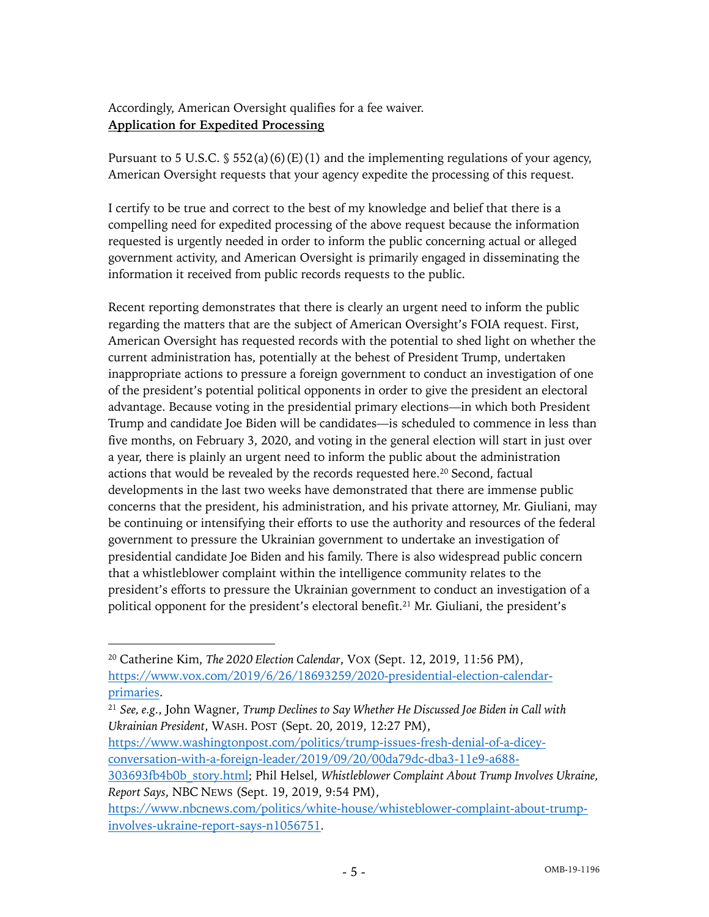Accordingly, American Oversight qualifies for a fee waiver.

**Application for Expedited Processing**

Pursuant to 5 U.S.C. § 552(a)(6)(E)(1) and the implementing regulations of your agency, American Oversight requests that your agency expedite the processing of this request.

I certify to be true and correct to the best of my knowledge and belief that there is a compelling need for expedited processing of the above request because the information requested is urgently needed in order to inform the public concerning actual or alleged government activity, and American Oversight is primarily engaged in disseminating the information it received from public records requests to the public.

Recent reporting demonstrates that there is clearly an urgent need to inform the public regarding the matters that are the subject of American Oversight's FOIA request. First, American Oversight has requested records with the potential to shed light on whether the current administration has, potentially at the behest of President Trump, undertaken inappropriate actions to pressure a foreign government to conduct an investigation of one of the president's potential political opponents in order to give the president an electoral advantage. Because voting in the presidential primary elections—in which both President Trump and candidate Joe Biden will be candidates—is scheduled to commence in less than five months, on February 3, 2020, and voting in the general election will start in just over a year, there is plainly an urgent need to inform the public about the administration actions that would be revealed by the records requested here.[20] Second, factual developments in the last two weeks have demonstrated that there are immense public concerns that the president, his administration, and his private attorney, Mr. Giuliani, may be continuing or intensifying their efforts to use the authority and resources of the federal government to pressure the Ukrainian government to undertake an investigation of presidential candidate Joe Biden and his family. There is also widespread public concern that a whistleblower complaint within the intelligence community relates to the president's efforts to pressure the Ukrainian government to conduct an investigation of a political opponent for the president's electoral benefit.[21] Mr. Giuliani, the president's

---

[20] Catherine Kim, *The 2020 Election Calendar*, VOX (Sept. 12, 2019, 11:56 PM), https://www.vox.com/2019/6/26/18693259/2020-presidential-election-calendar-primaries.

[21] *See, e.g.*, John Wagner, *Trump Declines to Say Whether He Discussed Joe Biden in Call with Ukrainian President*, WASH. POST (Sept. 20, 2019, 12:27 PM), https://www.washingtonpost.com/politics/trump-issues-fresh-denial-of-a-dicey-conversation-with-a-foreign-leader/2019/09/20/00da79dc-dba3-11e9-a688-303693fb4b0b_story.html; Phil Helsel, *Whistleblower Complaint About Trump Involves Ukraine, Report Says*, NBC NEWS (Sept. 19, 2019, 9:54 PM), https://www.nbcnews.com/politics/white-house/whisteblower-complaint-about-trump-involves-ukraine-report-says-n1056751.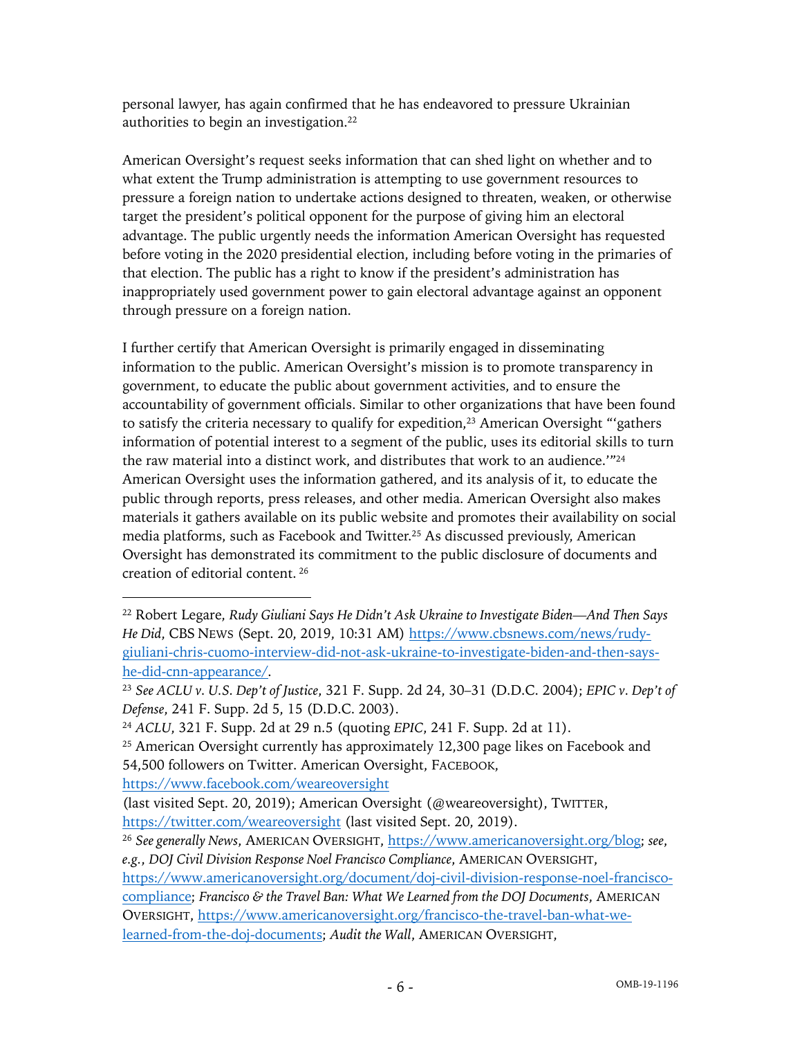personal lawyer, has again confirmed that he has endeavored to pressure Ukrainian authorities to begin an investigation.[22]

American Oversight's request seeks information that can shed light on whether and to what extent the Trump administration is attempting to use government resources to pressure a foreign nation to undertake actions designed to threaten, weaken, or otherwise target the president's political opponent for the purpose of giving him an electoral advantage. The public urgently needs the information American Oversight has requested before voting in the 2020 presidential election, including before voting in the primaries of that election. The public has a right to know if the president's administration has inappropriately used government power to gain electoral advantage against an opponent through pressure on a foreign nation.

I further certify that American Oversight is primarily engaged in disseminating information to the public. American Oversight's mission is to promote transparency in government, to educate the public about government activities, and to ensure the accountability of government officials. Similar to other organizations that have been found to satisfy the criteria necessary to qualify for expedition,[23] American Oversight "'gathers information of potential interest to a segment of the public, uses its editorial skills to turn the raw material into a distinct work, and distributes that work to an audience.'"[24] American Oversight uses the information gathered, and its analysis of it, to educate the public through reports, press releases, and other media. American Oversight also makes materials it gathers available on its public website and promotes their availability on social media platforms, such as Facebook and Twitter.[25] As discussed previously, American Oversight has demonstrated its commitment to the public disclosure of documents and creation of editorial content.[26]

---

[22] Robert Legare, *Rudy Giuliani Says He Didn't Ask Ukraine to Investigate Biden—And Then Says He Did*, CBS NEWS (Sept. 20, 2019, 10:31 AM) https://www.cbsnews.com/news/rudy-giuliani-chris-cuomo-interview-did-not-ask-ukraine-to-investigate-biden-and-then-says-he-did-cnn-appearance/.

[23] *See ACLU v. U.S. Dep't of Justice*, 321 F. Supp. 2d 24, 30–31 (D.D.C. 2004); *EPIC v. Dep't of Defense*, 241 F. Supp. 2d 5, 15 (D.D.C. 2003).

[24] *ACLU*, 321 F. Supp. 2d at 29 n.5 (quoting *EPIC*, 241 F. Supp. 2d at 11).

[25] American Oversight currently has approximately 12,300 page likes on Facebook and 54,500 followers on Twitter. American Oversight, FACEBOOK, https://www.facebook.com/weareoversight (last visited Sept. 20, 2019); American Oversight (@weareoversight), TWITTER, https://twitter.com/weareoversight (last visited Sept. 20, 2019).

[26] *See generally News*, AMERICAN OVERSIGHT, https://www.americanoversight.org/blog; *see, e.g.*, *DOJ Civil Division Response Noel Francisco Compliance*, AMERICAN OVERSIGHT, https://www.americanoversight.org/document/doj-civil-division-response-noel-francisco-compliance; *Francisco & the Travel Ban: What We Learned from the DOJ Documents*, AMERICAN OVERSIGHT, https://www.americanoversight.org/francisco-the-travel-ban-what-we-learned-from-the-doj-documents; *Audit the Wall*, AMERICAN OVERSIGHT,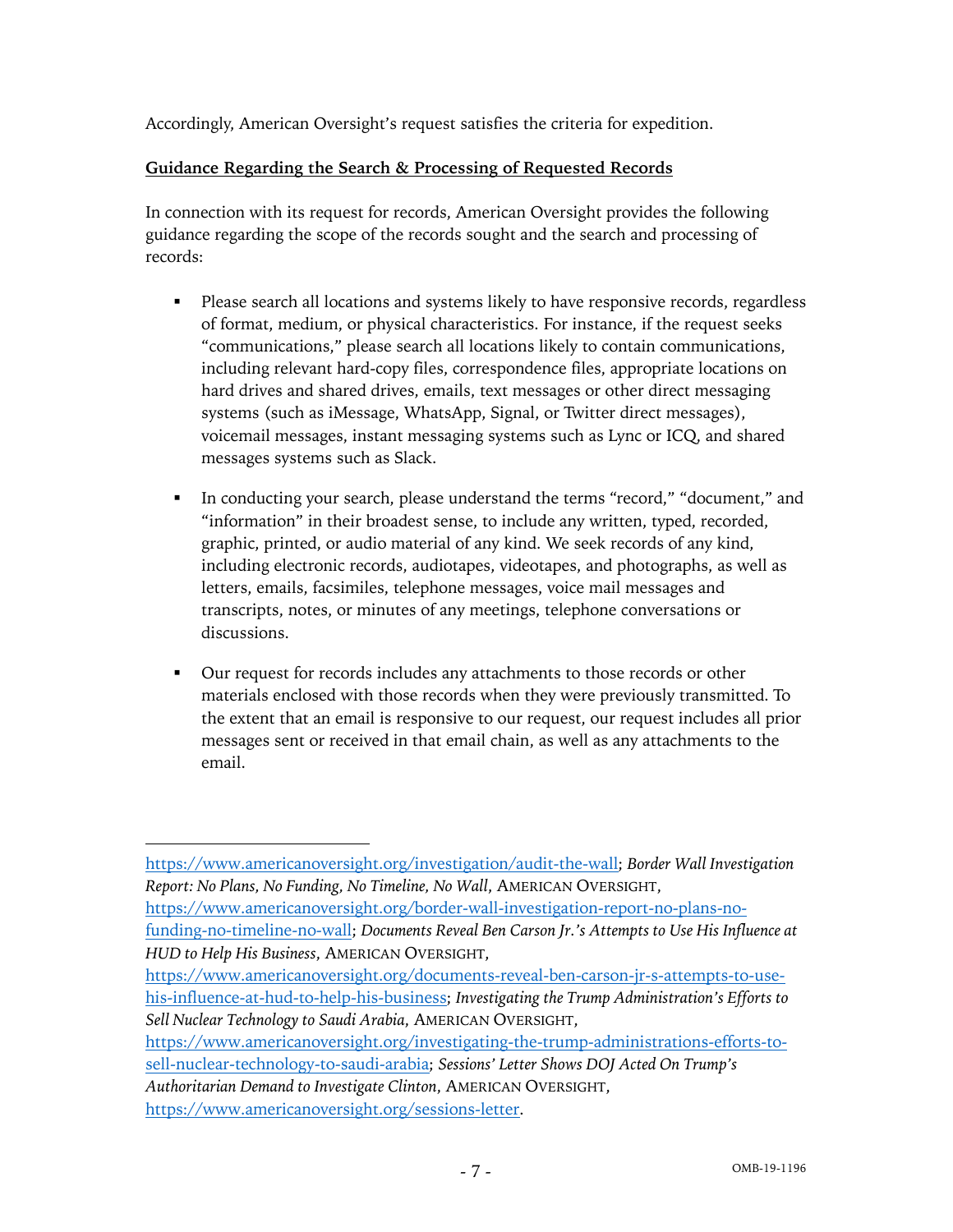Accordingly, American Oversight's request satisfies the criteria for expedition.

**Guidance Regarding the Search & Processing of Requested Records**

In connection with its request for records, American Oversight provides the following guidance regarding the scope of the records sought and the search and processing of records:

- Please search all locations and systems likely to have responsive records, regardless of format, medium, or physical characteristics. For instance, if the request seeks "communications," please search all locations likely to contain communications, including relevant hard-copy files, correspondence files, appropriate locations on hard drives and shared drives, emails, text messages or other direct messaging systems (such as iMessage, WhatsApp, Signal, or Twitter direct messages), voicemail messages, instant messaging systems such as Lync or ICQ, and shared messages systems such as Slack.

- In conducting your search, please understand the terms "record," "document," and "information" in their broadest sense, to include any written, typed, recorded, graphic, printed, or audio material of any kind. We seek records of any kind, including electronic records, audiotapes, videotapes, and photographs, as well as letters, emails, facsimiles, telephone messages, voice mail messages and transcripts, notes, or minutes of any meetings, telephone conversations or discussions.

- Our request for records includes any attachments to those records or other materials enclosed with those records when they were previously transmitted. To the extent that an email is responsive to our request, our request includes all prior messages sent or received in that email chain, as well as any attachments to the email.

---

https://www.americanoversight.org/investigation/audit-the-wall; *Border Wall Investigation Report: No Plans, No Funding, No Timeline, No Wall*, AMERICAN OVERSIGHT, https://www.americanoversight.org/border-wall-investigation-report-no-plans-no-funding-no-timeline-no-wall; *Documents Reveal Ben Carson Jr.'s Attempts to Use His Influence at HUD to Help His Business*, AMERICAN OVERSIGHT, https://www.americanoversight.org/documents-reveal-ben-carson-jr-s-attempts-to-use-his-influence-at-hud-to-help-his-business; *Investigating the Trump Administration's Efforts to Sell Nuclear Technology to Saudi Arabia*, AMERICAN OVERSIGHT, https://www.americanoversight.org/investigating-the-trump-administrations-efforts-to-sell-nuclear-technology-to-saudi-arabia; *Sessions' Letter Shows DOJ Acted On Trump's Authoritarian Demand to Investigate Clinton*, AMERICAN OVERSIGHT, https://www.americanoversight.org/sessions-letter.

OMB-19-1196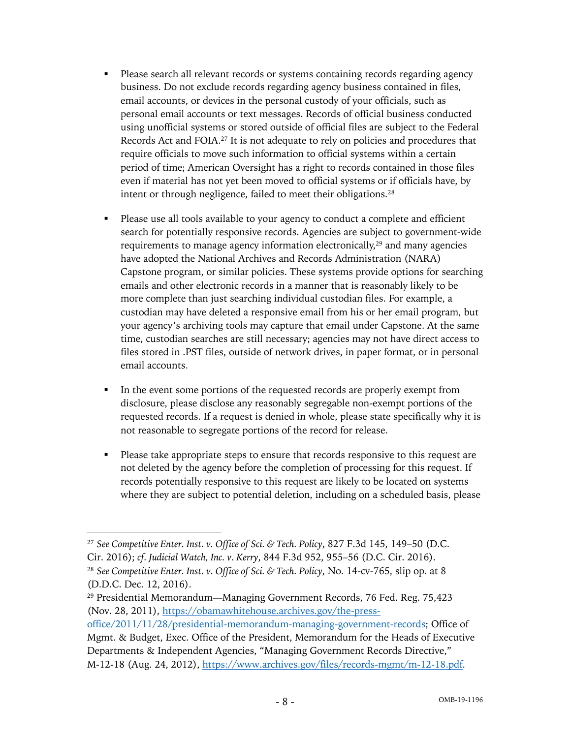- Please search all relevant records or systems containing records regarding agency business. Do not exclude records regarding agency business contained in files, email accounts, or devices in the personal custody of your officials, such as personal email accounts or text messages. Records of official business conducted using unofficial systems or stored outside of official files are subject to the Federal Records Act and FOIA.[27] It is not adequate to rely on policies and procedures that require officials to move such information to official systems within a certain period of time; American Oversight has a right to records contained in those files even if material has not yet been moved to official systems or if officials have, by intent or through negligence, failed to meet their obligations.[28]

- Please use all tools available to your agency to conduct a complete and efficient search for potentially responsive records. Agencies are subject to government-wide requirements to manage agency information electronically,[29] and many agencies have adopted the National Archives and Records Administration (NARA) Capstone program, or similar policies. These systems provide options for searching emails and other electronic records in a manner that is reasonably likely to be more complete than just searching individual custodian files. For example, a custodian may have deleted a responsive email from his or her email program, but your agency's archiving tools may capture that email under Capstone. At the same time, custodian searches are still necessary; agencies may not have direct access to files stored in .PST files, outside of network drives, in paper format, or in personal email accounts.

- In the event some portions of the requested records are properly exempt from disclosure, please disclose any reasonably segregable non-exempt portions of the requested records. If a request is denied in whole, please state specifically why it is not reasonable to segregate portions of the record for release.

- Please take appropriate steps to ensure that records responsive to this request are not deleted by the agency before the completion of processing for this request. If records potentially responsive to this request are likely to be located on systems where they are subject to potential deletion, including on a scheduled basis, please

---

[27] *See Competitive Enter. Inst. v. Office of Sci. & Tech. Policy*, 827 F.3d 145, 149–50 (D.C. Cir. 2016); *cf. Judicial Watch, Inc. v. Kerry*, 844 F.3d 952, 955–56 (D.C. Cir. 2016).

[28] *See Competitive Enter. Inst. v. Office of Sci. & Tech. Policy*, No. 14-cv-765, slip op. at 8 (D.D.C. Dec. 12, 2016).

[29] Presidential Memorandum—Managing Government Records, 76 Fed. Reg. 75,423 (Nov. 28, 2011), https://obamawhitehouse.archives.gov/the-press-office/2011/11/28/presidential-memorandum-managing-government-records; Office of Mgmt. & Budget, Exec. Office of the President, Memorandum for the Heads of Executive Departments & Independent Agencies, "Managing Government Records Directive," M-12-18 (Aug. 24, 2012), https://www.archives.gov/files/records-mgmt/m-12-18.pdf.

OMB-19-1196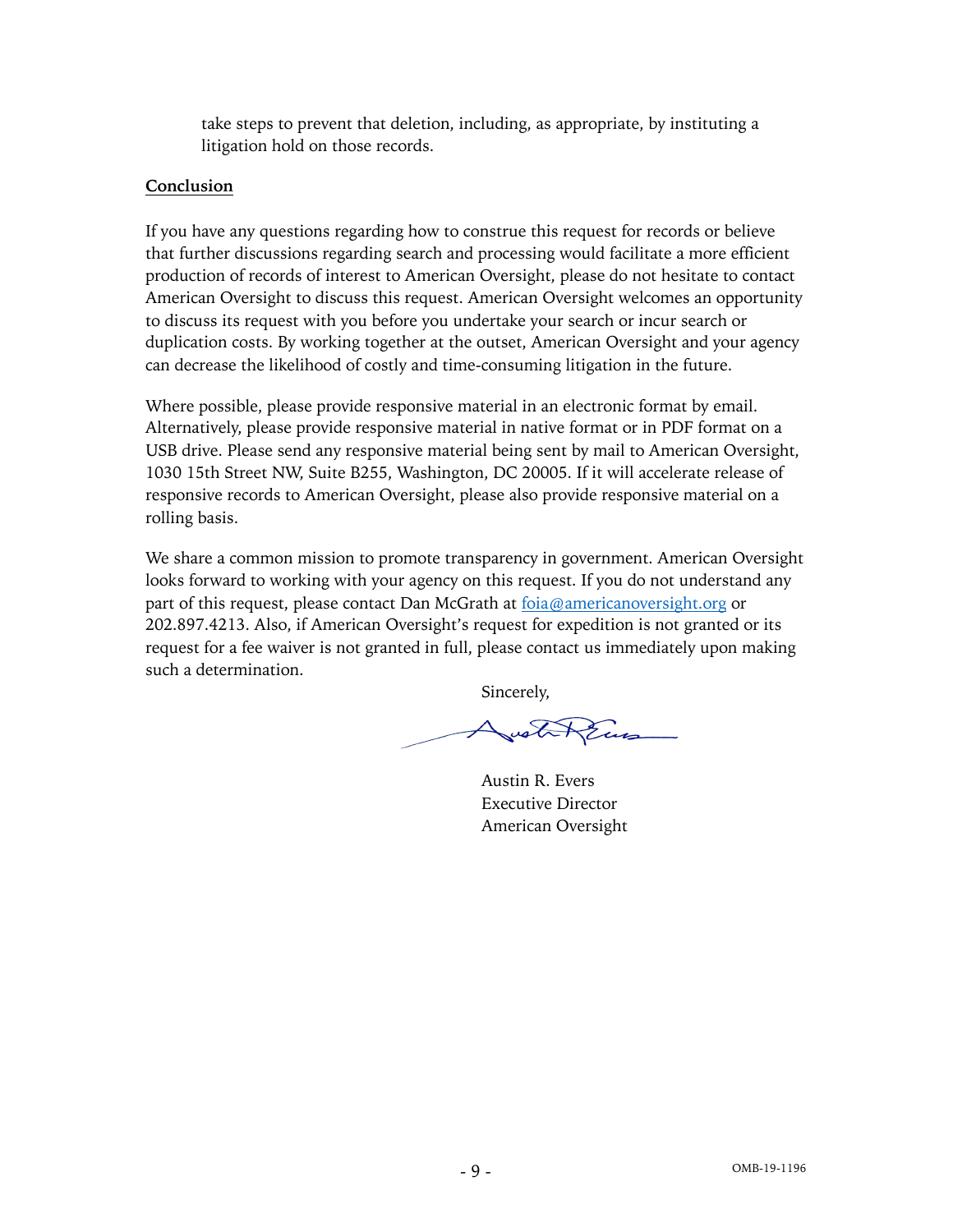take steps to prevent that deletion, including, as appropriate, by instituting a litigation hold on those records.

**Conclusion**

If you have any questions regarding how to construe this request for records or believe that further discussions regarding search and processing would facilitate a more efficient production of records of interest to American Oversight, please do not hesitate to contact American Oversight to discuss this request. American Oversight welcomes an opportunity to discuss its request with you before you undertake your search or incur search or duplication costs. By working together at the outset, American Oversight and your agency can decrease the likelihood of costly and time-consuming litigation in the future.

Where possible, please provide responsive material in an electronic format by email. Alternatively, please provide responsive material in native format or in PDF format on a USB drive. Please send any responsive material being sent by mail to American Oversight, 1030 15th Street NW, Suite B255, Washington, DC 20005. If it will accelerate release of responsive records to American Oversight, please also provide responsive material on a rolling basis.

We share a common mission to promote transparency in government. American Oversight looks forward to working with your agency on this request. If you do not understand any part of this request, please contact Dan McGrath at foia@americanoversight.org or 202.897.4213. Also, if American Oversight's request for expedition is not granted or its request for a fee waiver is not granted in full, please contact us immediately upon making such a determination.

Sincerely,

Austin R. Evers
Executive Director
American Oversight

OMB-19-1196